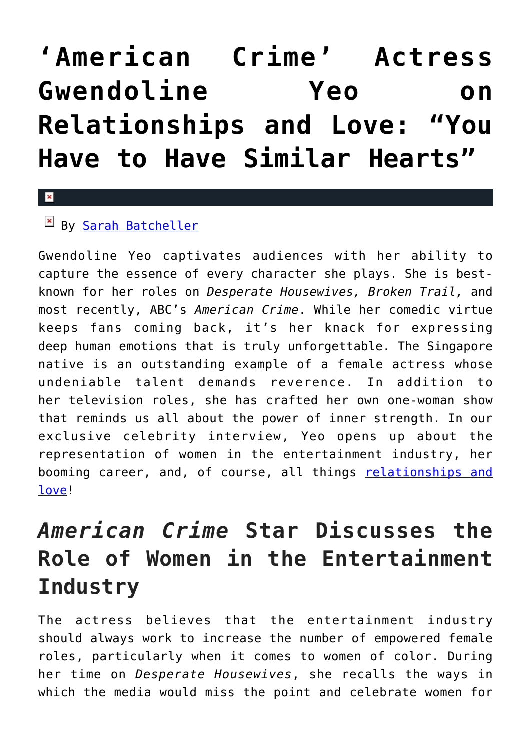# ‘American Crime’ Actress Gwendoline Yeo on Relationships and Love: “You Have to Have Similar Hearts”

By [Sarah Batcheller]()

Gwendoline Yeo captivates audiences with her ability to capture the essence of every character she plays. She is best-known for her roles on *Desperate Housewives, Broken Trail,* and most recently, ABC’s *American Crime*. While her comedic virtue keeps fans coming back, it’s her knack for expressing deep human emotions that is truly unforgettable. The Singapore native is an outstanding example of a female actress whose undeniable talent demands reverence. In addition to her television roles, she has crafted her own one-woman show that reminds us all about the power of inner strength. In our exclusive celebrity interview, Yeo opens up about the representation of women in the entertainment industry, her booming career, and, of course, all things [relationships and love]()!

## *American Crime* Star Discusses the Role of Women in the Entertainment Industry

The actress believes that the entertainment industry should always work to increase the number of empowered female roles, particularly when it comes to women of color. During her time on *Desperate Housewives*, she recalls the ways in which the media would miss the point and celebrate women for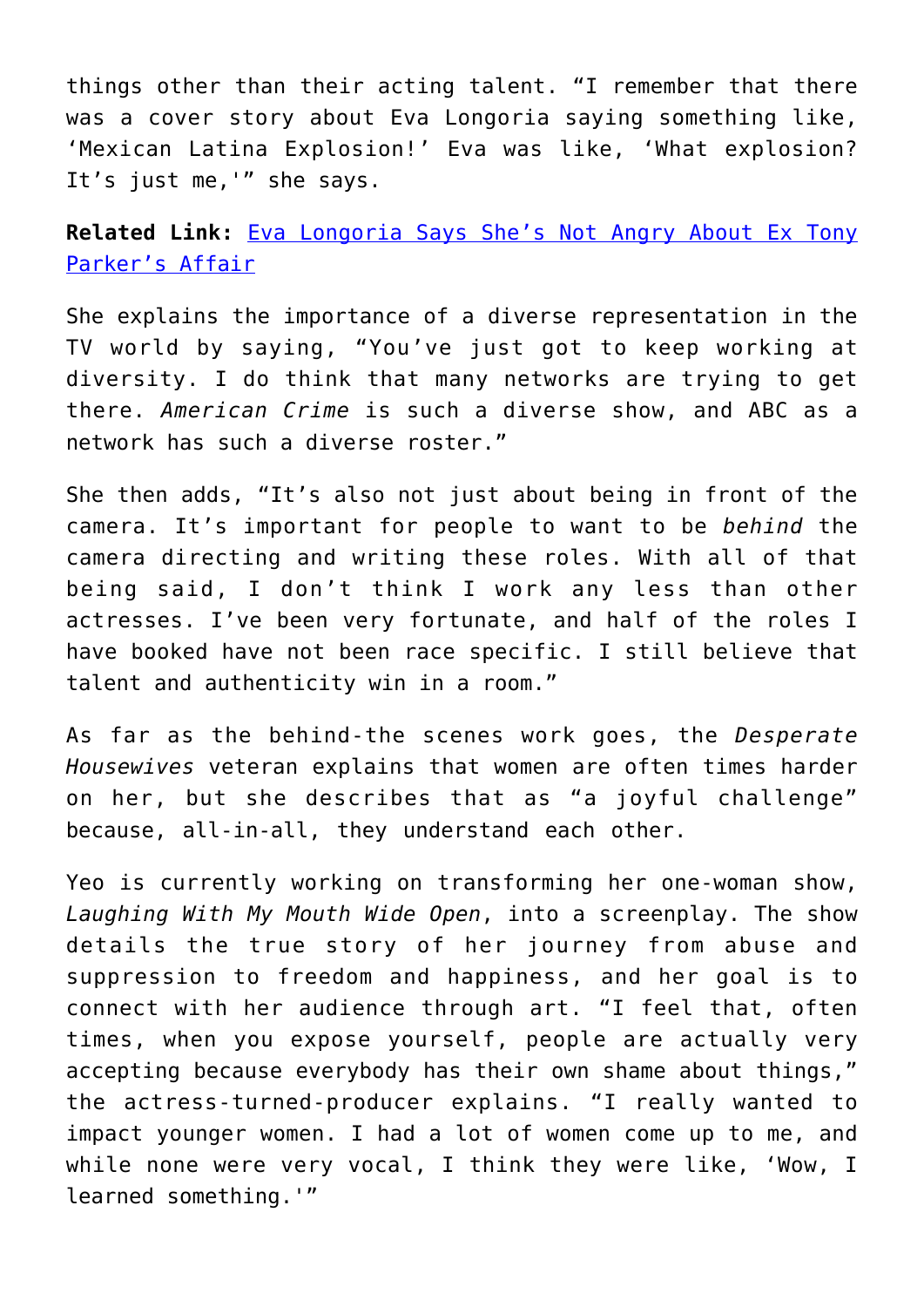things other than their acting talent. "I remember that there was a cover story about Eva Longoria saying something like, 'Mexican Latina Explosion!' Eva was like, 'What explosion? It's just me,'" she says.

**Related Link:** [Eva Longoria Says She's Not Angry About Ex Tony Parker's Affair]()

She explains the importance of a diverse representation in the TV world by saying, "You've just got to keep working at diversity. I do think that many networks are trying to get there. *American Crime* is such a diverse show, and ABC as a network has such a diverse roster."

She then adds, "It's also not just about being in front of the camera. It's important for people to want to be *behind* the camera directing and writing these roles. With all of that being said, I don't think I work any less than other actresses. I've been very fortunate, and half of the roles I have booked have not been race specific. I still believe that talent and authenticity win in a room."

As far as the behind-the scenes work goes, the *Desperate Housewives* veteran explains that women are often times harder on her, but she describes that as "a joyful challenge" because, all-in-all, they understand each other.

Yeo is currently working on transforming her one-woman show, *Laughing With My Mouth Wide Open*, into a screenplay. The show details the true story of her journey from abuse and suppression to freedom and happiness, and her goal is to connect with her audience through art. "I feel that, often times, when you expose yourself, people are actually very accepting because everybody has their own shame about things," the actress-turned-producer explains. "I really wanted to impact younger women. I had a lot of women come up to me, and while none were very vocal, I think they were like, 'Wow, I learned something.'"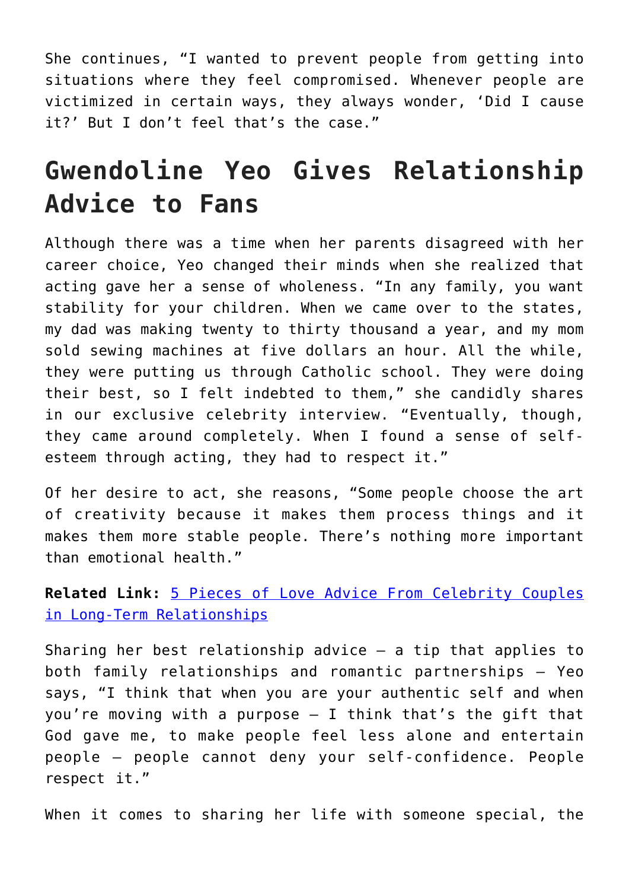She continues, "I wanted to prevent people from getting into situations where they feel compromised. Whenever people are victimized in certain ways, they always wonder, 'Did I cause it?' But I don't feel that's the case."

## Gwendoline Yeo Gives Relationship Advice to Fans

Although there was a time when her parents disagreed with her career choice, Yeo changed their minds when she realized that acting gave her a sense of wholeness. "In any family, you want stability for your children. When we came over to the states, my dad was making twenty to thirty thousand a year, and my mom sold sewing machines at five dollars an hour. All the while, they were putting us through Catholic school. They were doing their best, so I felt indebted to them," she candidly shares in our exclusive celebrity interview. "Eventually, though, they came around completely. When I found a sense of self-esteem through acting, they had to respect it."

Of her desire to act, she reasons, "Some people choose the art of creativity because it makes them process things and it makes them more stable people. There's nothing more important than emotional health."

**Related Link:** [5 Pieces of Love Advice From Celebrity Couples in Long-Term Relationships]

Sharing her best relationship advice — a tip that applies to both family relationships and romantic partnerships — Yeo says, "I think that when you are your authentic self and when you're moving with a purpose — I think that's the gift that God gave me, to make people feel less alone and entertain people — people cannot deny your self-confidence. People respect it."

When it comes to sharing her life with someone special, the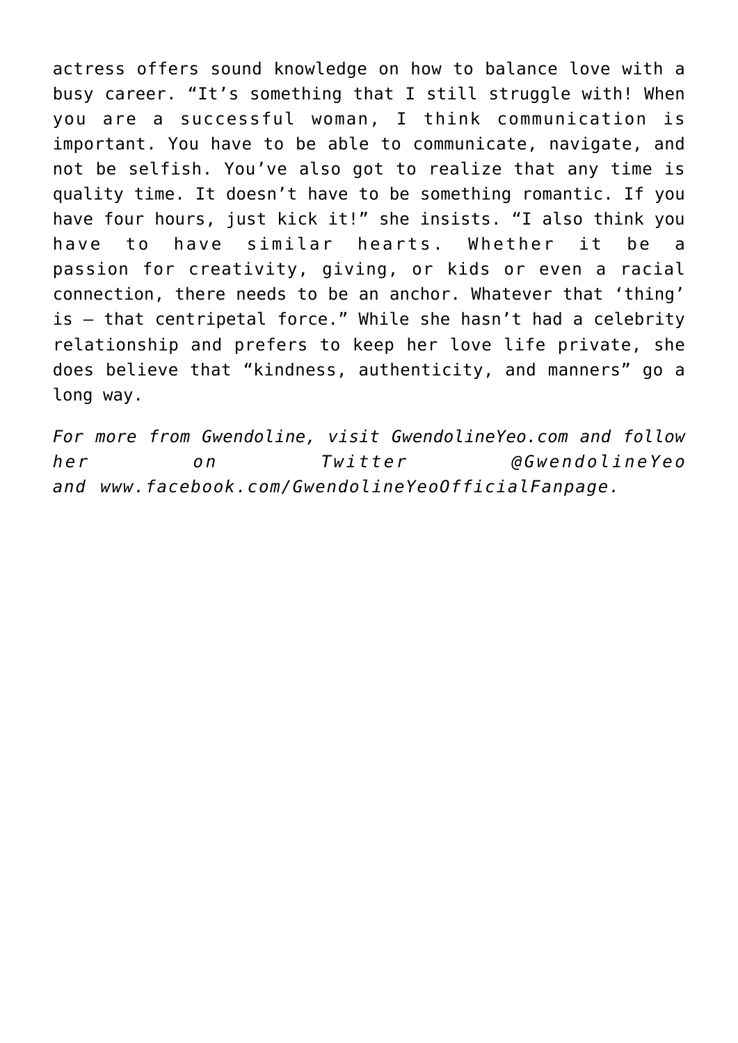actress offers sound knowledge on how to balance love with a busy career. “It’s something that I still struggle with! When you are a successful woman, I think communication is important. You have to be able to communicate, navigate, and not be selfish. You’ve also got to realize that any time is quality time. It doesn’t have to be something romantic. If you have four hours, just kick it!” she insists. “I also think you have to have similar hearts. Whether it be a passion for creativity, giving, or kids or even a racial connection, there needs to be an anchor. Whatever that ‘thing’ is – that centripetal force.” While she hasn’t had a celebrity relationship and prefers to keep her love life private, she does believe that “kindness, authenticity, and manners” go a long way.

*For more from Gwendoline, visit GwendolineYeo.com and follow her on Twitter @GwendolineYeo and www.facebook.com/GwendolineYeoOfficialFanpage.*